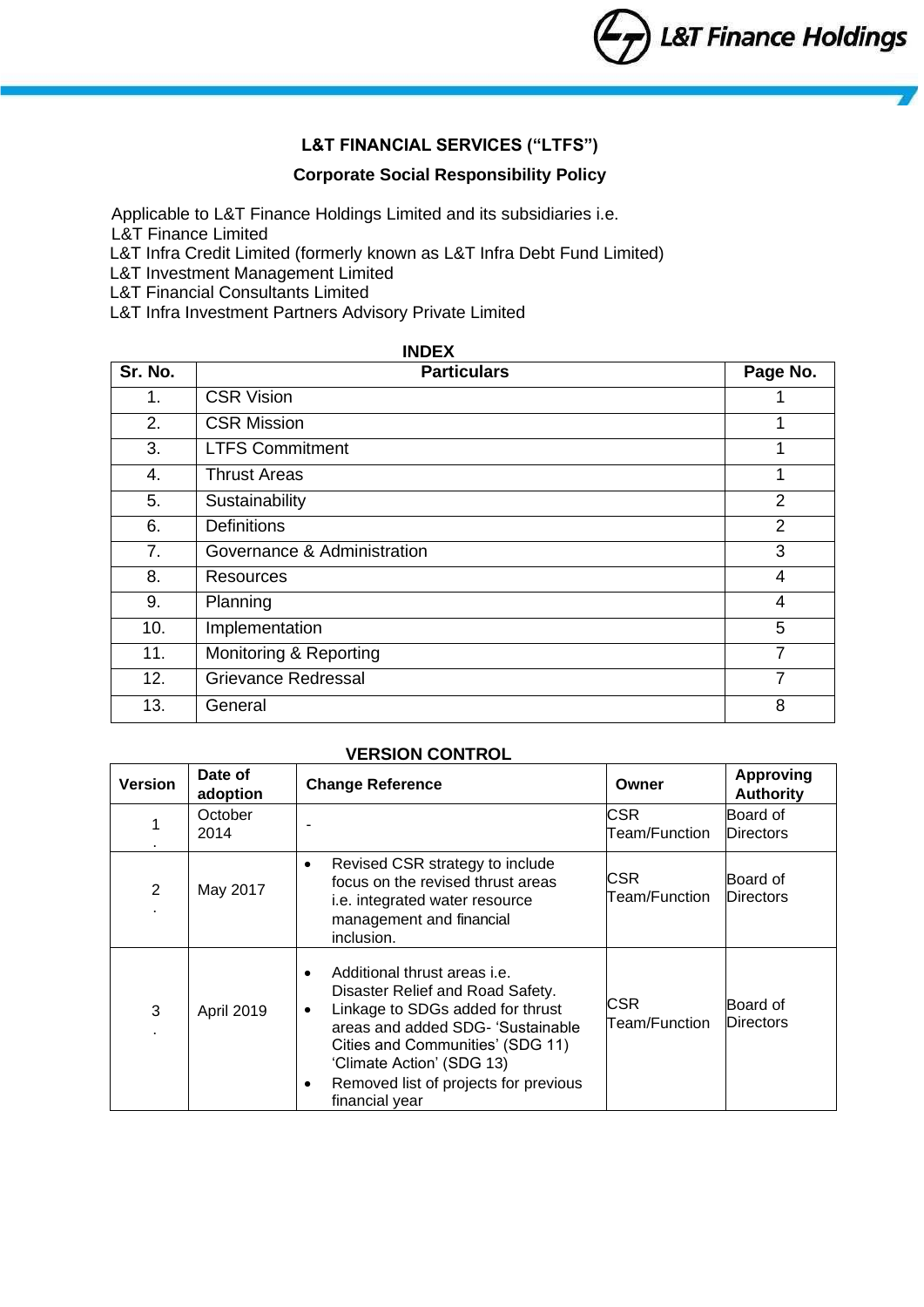# L&T FINANCIAL SERVICES ("LTFS")

## Corporate Social Responsibility Policy

Applicable to L&T Finance Holdings Limited and its subsidiaries i.e.
L&T Finance Limited
L&T Infra Credit Limited (formerly known as L&T Infra Debt Fund Limited)
L&T Investment Management Limited
L&T Financial Consultants Limited
L&T Infra Investment Partners Advisory Private Limited

**INDEX**

| Sr. No. | Particulars | Page No. |
|---|---|---|
| 1. | CSR Vision | 1 |
| 2. | CSR Mission | 1 |
| 3. | LTFS Commitment | 1 |
| 4. | Thrust Areas | 1 |
| 5. | Sustainability | 2 |
| 6. | Definitions | 2 |
| 7. | Governance & Administration | 3 |
| 8. | Resources | 4 |
| 9. | Planning | 4 |
| 10. | Implementation | 5 |
| 11. | Monitoring & Reporting | 7 |
| 12. | Grievance Redressal | 7 |
| 13. | General | 8 |

**VERSION CONTROL**

| Version | Date of adoption | Change Reference | Owner | Approving Authority |
|---|---|---|---|---|
| 1. | October 2014 | - | CSR Team/Function | Board of Directors |
| 2. | May 2017 | • Revised CSR strategy to include focus on the revised thrust areas i.e. integrated water resource management and financial inclusion. | CSR Team/Function | Board of Directors |
| 3. | April 2019 | • Additional thrust areas i.e. Disaster Relief and Road Safety.<br>• Linkage to SDGs added for thrust areas and added SDG- 'Sustainable Cities and Communities' (SDG 11) 'Climate Action' (SDG 13)<br>• Removed list of projects for previous financial year | CSR Team/Function | Board of Directors |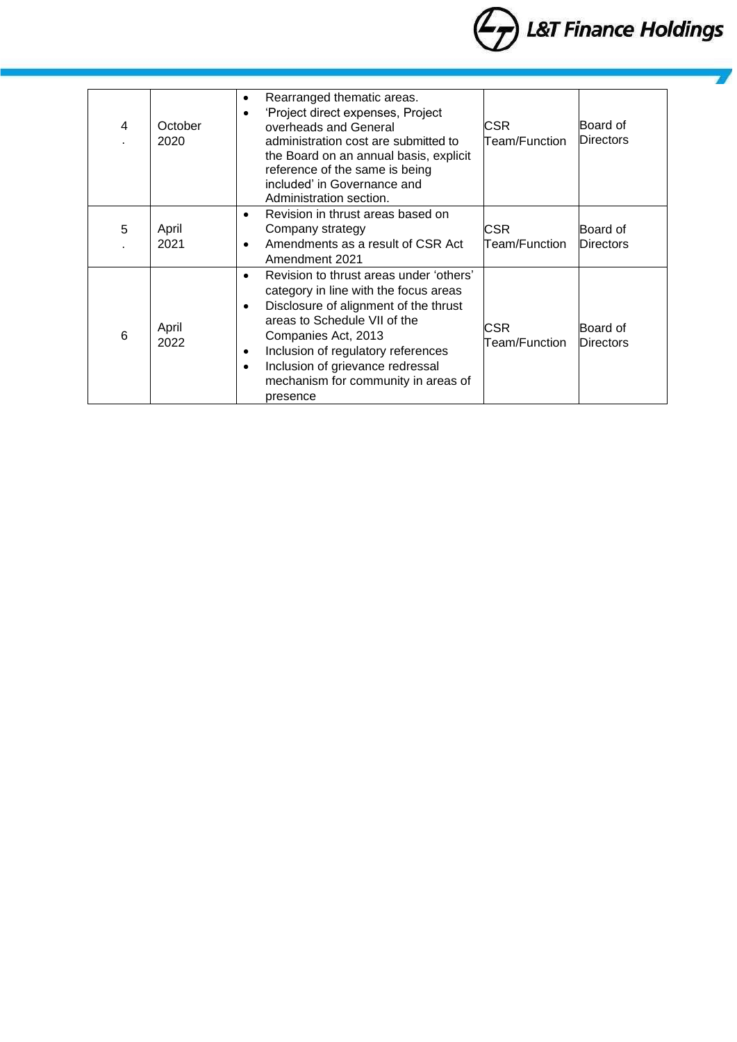| 4. | October 2020 | • Rearranged thematic areas.<br>• 'Project direct expenses, Project overheads and General administration cost are submitted to the Board on an annual basis, explicit reference of the same is being included' in Governance and Administration section. | CSR Team/Function | Board of Directors |
|---|---|---|---|---|
| 5. | April 2021 | • Revision in thrust areas based on Company strategy<br>• Amendments as a result of CSR Act Amendment 2021 | CSR Team/Function | Board of Directors |
| 6 | April 2022 | • Revision to thrust areas under 'others' category in line with the focus areas<br>• Disclosure of alignment of the thrust areas to Schedule VII of the Companies Act, 2013<br>• Inclusion of regulatory references<br>• Inclusion of grievance redressal mechanism for community in areas of presence | CSR Team/Function | Board of Directors |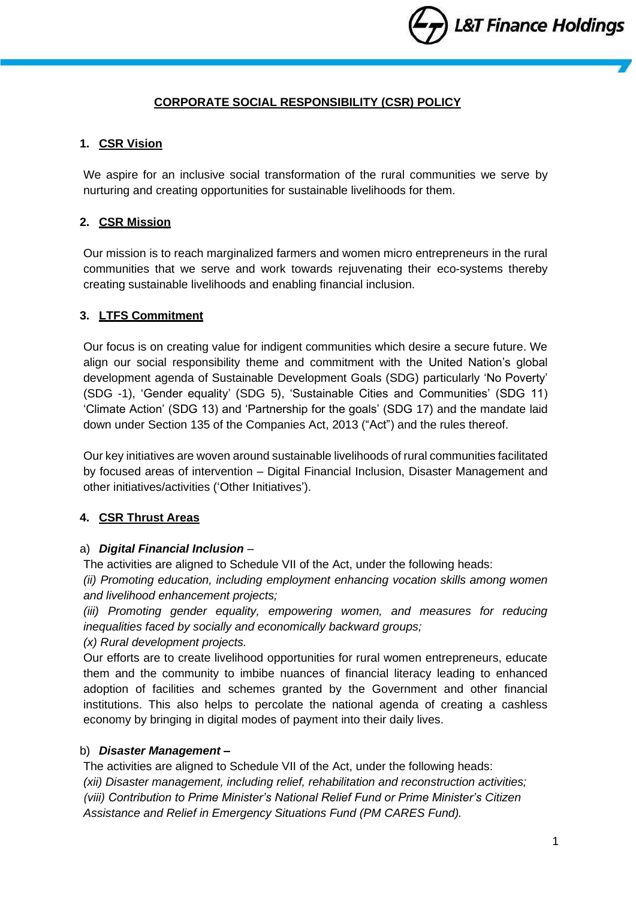# CORPORATE SOCIAL RESPONSIBILITY (CSR) POLICY

## 1. CSR Vision

We aspire for an inclusive social transformation of the rural communities we serve by nurturing and creating opportunities for sustainable livelihoods for them.

## 2. CSR Mission

Our mission is to reach marginalized farmers and women micro entrepreneurs in the rural communities that we serve and work towards rejuvenating their eco-systems thereby creating sustainable livelihoods and enabling financial inclusion.

## 3. LTFS Commitment

Our focus is on creating value for indigent communities which desire a secure future. We align our social responsibility theme and commitment with the United Nation's global development agenda of Sustainable Development Goals (SDG) particularly 'No Poverty' (SDG -1), 'Gender equality' (SDG 5), 'Sustainable Cities and Communities' (SDG 11) 'Climate Action' (SDG 13) and 'Partnership for the goals' (SDG 17) and the mandate laid down under Section 135 of the Companies Act, 2013 ("Act") and the rules thereof.

Our key initiatives are woven around sustainable livelihoods of rural communities facilitated by focused areas of intervention – Digital Financial Inclusion, Disaster Management and other initiatives/activities ('Other Initiatives').

## 4. CSR Thrust Areas

a) ***Digital Financial Inclusion*** –

The activities are aligned to Schedule VII of the Act, under the following heads:

*(ii) Promoting education, including employment enhancing vocation skills among women and livelihood enhancement projects;*

*(iii) Promoting gender equality, empowering women, and measures for reducing inequalities faced by socially and economically backward groups;*

*(x) Rural development projects.*

Our efforts are to create livelihood opportunities for rural women entrepreneurs, educate them and the community to imbibe nuances of financial literacy leading to enhanced adoption of facilities and schemes granted by the Government and other financial institutions. This also helps to percolate the national agenda of creating a cashless economy by bringing in digital modes of payment into their daily lives.

b) ***Disaster Management –***

The activities are aligned to Schedule VII of the Act, under the following heads:

*(xii) Disaster management, including relief, rehabilitation and reconstruction activities;*

*(viii) Contribution to Prime Minister's National Relief Fund or Prime Minister's Citizen Assistance and Relief in Emergency Situations Fund (PM CARES Fund).*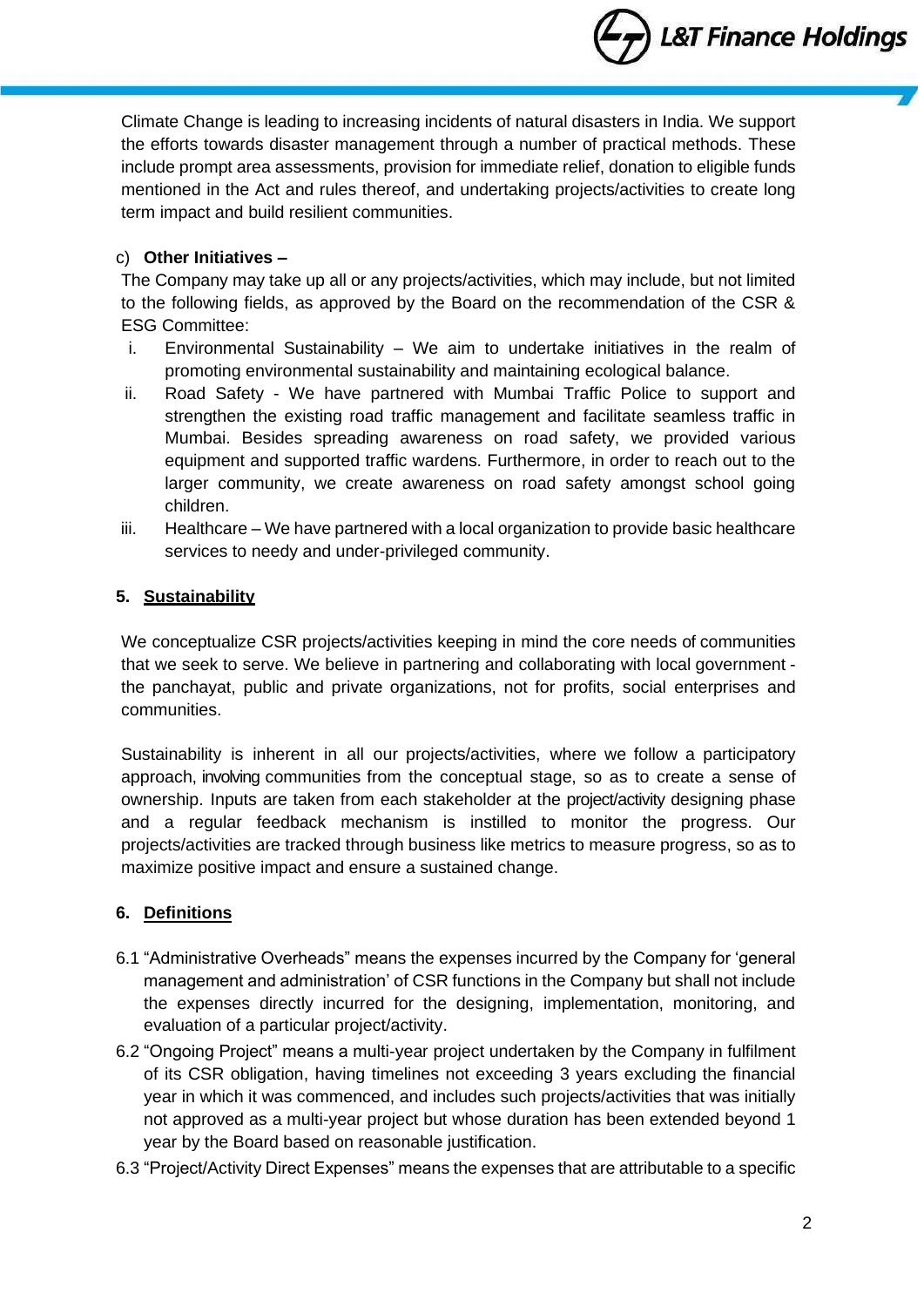Climate Change is leading to increasing incidents of natural disasters in India. We support the efforts towards disaster management through a number of practical methods. These include prompt area assessments, provision for immediate relief, donation to eligible funds mentioned in the Act and rules thereof, and undertaking projects/activities to create long term impact and build resilient communities.

c) **Other Initiatives –**

The Company may take up all or any projects/activities, which may include, but not limited to the following fields, as approved by the Board on the recommendation of the CSR & ESG Committee:

i. Environmental Sustainability – We aim to undertake initiatives in the realm of promoting environmental sustainability and maintaining ecological balance.

ii. Road Safety - We have partnered with Mumbai Traffic Police to support and strengthen the existing road traffic management and facilitate seamless traffic in Mumbai. Besides spreading awareness on road safety, we provided various equipment and supported traffic wardens. Furthermore, in order to reach out to the larger community, we create awareness on road safety amongst school going children.

iii. Healthcare – We have partnered with a local organization to provide basic healthcare services to needy and under-privileged community.

## 5. Sustainability

We conceptualize CSR projects/activities keeping in mind the core needs of communities that we seek to serve. We believe in partnering and collaborating with local government - the panchayat, public and private organizations, not for profits, social enterprises and communities.

Sustainability is inherent in all our projects/activities, where we follow a participatory approach, involving communities from the conceptual stage, so as to create a sense of ownership. Inputs are taken from each stakeholder at the project/activity designing phase and a regular feedback mechanism is instilled to monitor the progress. Our projects/activities are tracked through business like metrics to measure progress, so as to maximize positive impact and ensure a sustained change.

## 6. Definitions

6.1 “Administrative Overheads” means the expenses incurred by the Company for ‘general management and administration’ of CSR functions in the Company but shall not include the expenses directly incurred for the designing, implementation, monitoring, and evaluation of a particular project/activity.

6.2 “Ongoing Project” means a multi-year project undertaken by the Company in fulfilment of its CSR obligation, having timelines not exceeding 3 years excluding the financial year in which it was commenced, and includes such projects/activities that was initially not approved as a multi-year project but whose duration has been extended beyond 1 year by the Board based on reasonable justification.

6.3 “Project/Activity Direct Expenses” means the expenses that are attributable to a specific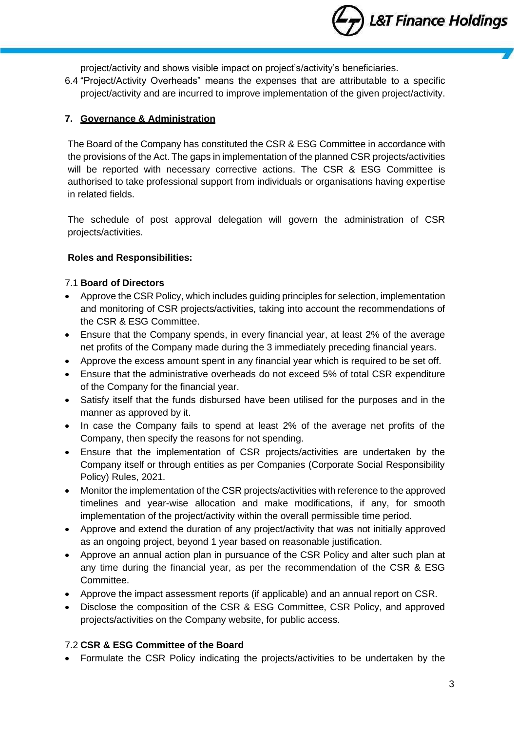project/activity and shows visible impact on project's/activity's beneficiaries.

6.4 "Project/Activity Overheads" means the expenses that are attributable to a specific project/activity and are incurred to improve implementation of the given project/activity.

## 7. Governance & Administration

The Board of the Company has constituted the CSR & ESG Committee in accordance with the provisions of the Act. The gaps in implementation of the planned CSR projects/activities will be reported with necessary corrective actions. The CSR & ESG Committee is authorised to take professional support from individuals or organisations having expertise in related fields.

The schedule of post approval delegation will govern the administration of CSR projects/activities.

**Roles and Responsibilities:**

7.1 **Board of Directors**

- Approve the CSR Policy, which includes guiding principles for selection, implementation and monitoring of CSR projects/activities, taking into account the recommendations of the CSR & ESG Committee.
- Ensure that the Company spends, in every financial year, at least 2% of the average net profits of the Company made during the 3 immediately preceding financial years.
- Approve the excess amount spent in any financial year which is required to be set off.
- Ensure that the administrative overheads do not exceed 5% of total CSR expenditure of the Company for the financial year.
- Satisfy itself that the funds disbursed have been utilised for the purposes and in the manner as approved by it.
- In case the Company fails to spend at least 2% of the average net profits of the Company, then specify the reasons for not spending.
- Ensure that the implementation of CSR projects/activities are undertaken by the Company itself or through entities as per Companies (Corporate Social Responsibility Policy) Rules, 2021.
- Monitor the implementation of the CSR projects/activities with reference to the approved timelines and year-wise allocation and make modifications, if any, for smooth implementation of the project/activity within the overall permissible time period.
- Approve and extend the duration of any project/activity that was not initially approved as an ongoing project, beyond 1 year based on reasonable justification.
- Approve an annual action plan in pursuance of the CSR Policy and alter such plan at any time during the financial year, as per the recommendation of the CSR & ESG Committee.
- Approve the impact assessment reports (if applicable) and an annual report on CSR.
- Disclose the composition of the CSR & ESG Committee, CSR Policy, and approved projects/activities on the Company website, for public access.

7.2 **CSR & ESG Committee of the Board**

- Formulate the CSR Policy indicating the projects/activities to be undertaken by the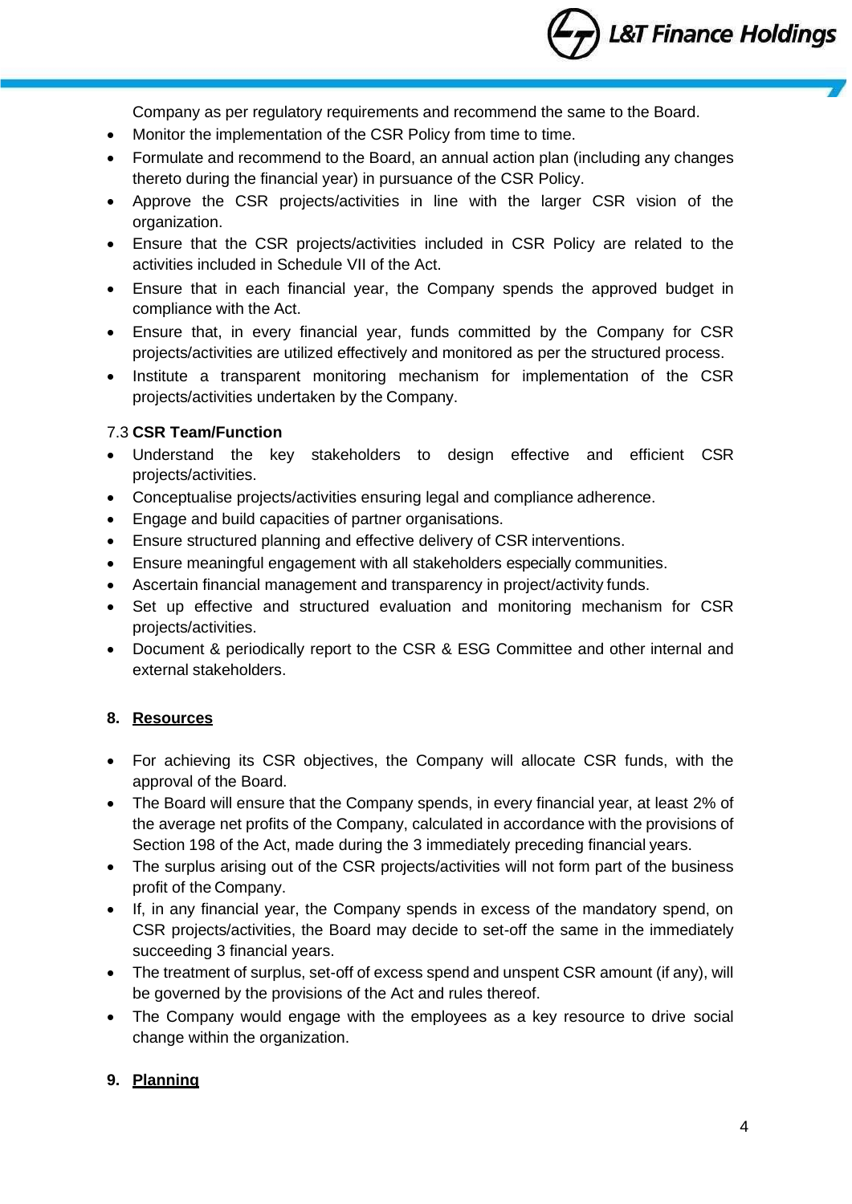Company as per regulatory requirements and recommend the same to the Board.

- Monitor the implementation of the CSR Policy from time to time.
- Formulate and recommend to the Board, an annual action plan (including any changes thereto during the financial year) in pursuance of the CSR Policy.
- Approve the CSR projects/activities in line with the larger CSR vision of the organization.
- Ensure that the CSR projects/activities included in CSR Policy are related to the activities included in Schedule VII of the Act.
- Ensure that in each financial year, the Company spends the approved budget in compliance with the Act.
- Ensure that, in every financial year, funds committed by the Company for CSR projects/activities are utilized effectively and monitored as per the structured process.
- Institute a transparent monitoring mechanism for implementation of the CSR projects/activities undertaken by the Company.

7.3 **CSR Team/Function**

- Understand the key stakeholders to design effective and efficient CSR projects/activities.
- Conceptualise projects/activities ensuring legal and compliance adherence.
- Engage and build capacities of partner organisations.
- Ensure structured planning and effective delivery of CSR interventions.
- Ensure meaningful engagement with all stakeholders especially communities.
- Ascertain financial management and transparency in project/activity funds.
- Set up effective and structured evaluation and monitoring mechanism for CSR projects/activities.
- Document & periodically report to the CSR & ESG Committee and other internal and external stakeholders.

## 8. Resources

- For achieving its CSR objectives, the Company will allocate CSR funds, with the approval of the Board.
- The Board will ensure that the Company spends, in every financial year, at least 2% of the average net profits of the Company, calculated in accordance with the provisions of Section 198 of the Act, made during the 3 immediately preceding financial years.
- The surplus arising out of the CSR projects/activities will not form part of the business profit of the Company.
- If, in any financial year, the Company spends in excess of the mandatory spend, on CSR projects/activities, the Board may decide to set-off the same in the immediately succeeding 3 financial years.
- The treatment of surplus, set-off of excess spend and unspent CSR amount (if any), will be governed by the provisions of the Act and rules thereof.
- The Company would engage with the employees as a key resource to drive social change within the organization.

## 9. Planning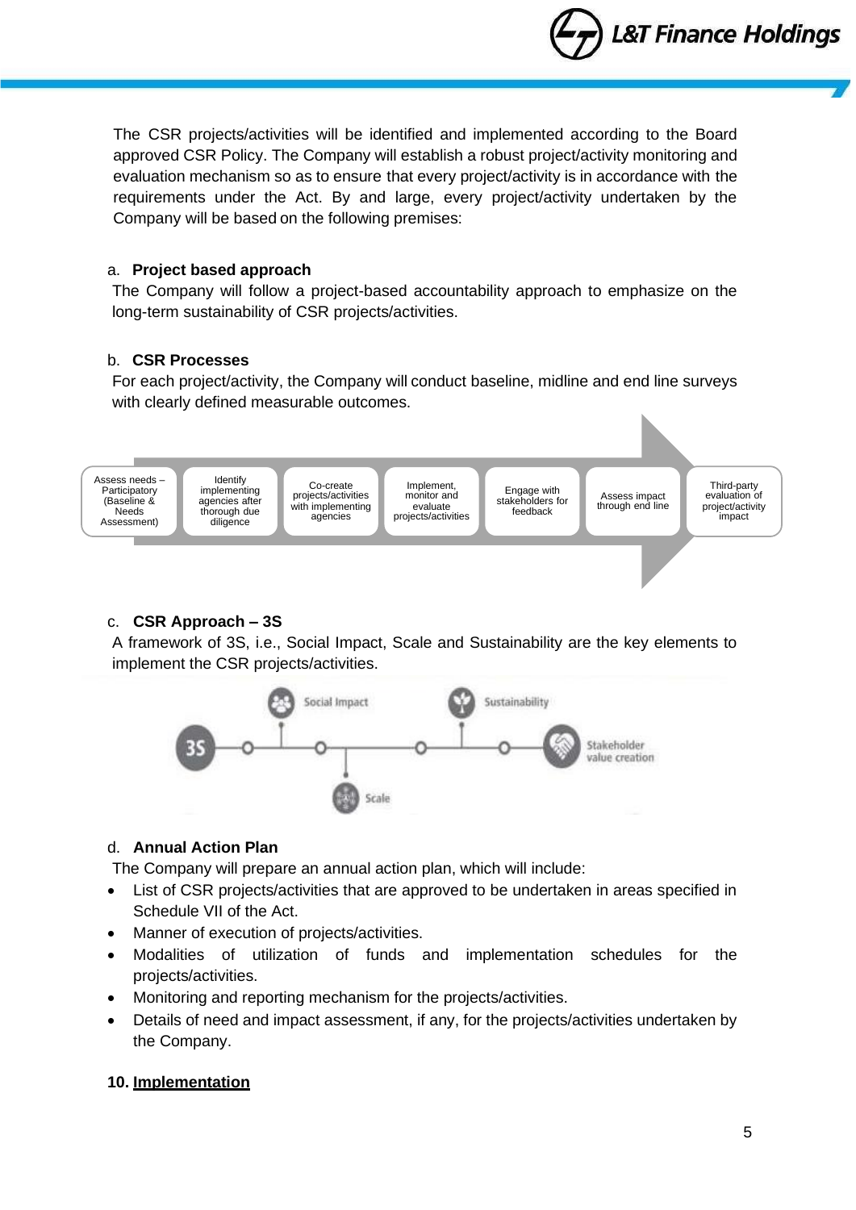The CSR projects/activities will be identified and implemented according to the Board approved CSR Policy. The Company will establish a robust project/activity monitoring and evaluation mechanism so as to ensure that every project/activity is in accordance with the requirements under the Act. By and large, every project/activity undertaken by the Company will be based on the following premises:

a. **Project based approach**

The Company will follow a project-based accountability approach to emphasize on the long-term sustainability of CSR projects/activities.

b. **CSR Processes**

For each project/activity, the Company will conduct baseline, midline and end line surveys with clearly defined measurable outcomes.

Assess needs – Participatory (Baseline & Needs Assessment) → Identify implementing agencies after thorough due diligence → Co-create projects/activities with implementing agencies → Implement, monitor and evaluate projects/activities → Engage with stakeholders for feedback → Assess impact through end line → Third-party evaluation of project/activity impact

c. **CSR Approach – 3S**

A framework of 3S, i.e., Social Impact, Scale and Sustainability are the key elements to implement the CSR projects/activities.

3S: Social Impact – Scale – Sustainability → Stakeholder value creation

d. **Annual Action Plan**

The Company will prepare an annual action plan, which will include:

- List of CSR projects/activities that are approved to be undertaken in areas specified in Schedule VII of the Act.
- Manner of execution of projects/activities.
- Modalities of utilization of funds and implementation schedules for the projects/activities.
- Monitoring and reporting mechanism for the projects/activities.
- Details of need and impact assessment, if any, for the projects/activities undertaken by the Company.

**10. Implementation**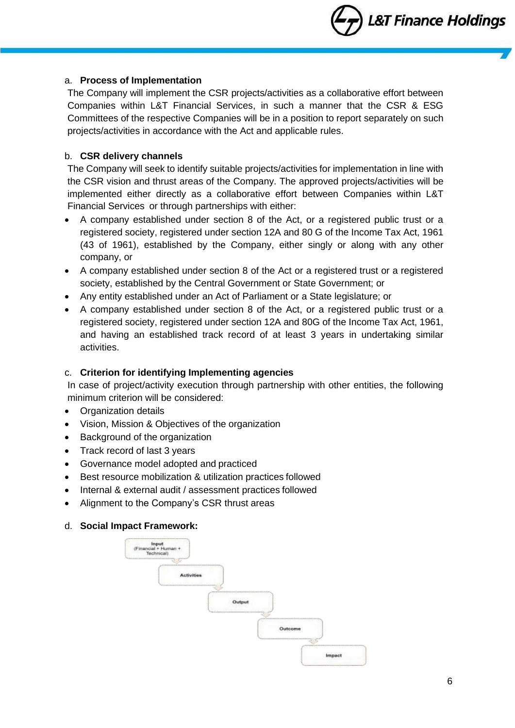a. **Process of Implementation**

The Company will implement the CSR projects/activities as a collaborative effort between Companies within L&T Financial Services, in such a manner that the CSR & ESG Committees of the respective Companies will be in a position to report separately on such projects/activities in accordance with the Act and applicable rules.

b. **CSR delivery channels**

The Company will seek to identify suitable projects/activities for implementation in line with the CSR vision and thrust areas of the Company. The approved projects/activities will be implemented either directly as a collaborative effort between Companies within L&T Financial Services or through partnerships with either:

- A company established under section 8 of the Act, or a registered public trust or a registered society, registered under section 12A and 80 G of the Income Tax Act, 1961 (43 of 1961), established by the Company, either singly or along with any other company, or
- A company established under section 8 of the Act or a registered trust or a registered society, established by the Central Government or State Government; or
- Any entity established under an Act of Parliament or a State legislature; or
- A company established under section 8 of the Act, or a registered public trust or a registered society, registered under section 12A and 80G of the Income Tax Act, 1961, and having an established track record of at least 3 years in undertaking similar activities.

c. **Criterion for identifying Implementing agencies**

In case of project/activity execution through partnership with other entities, the following minimum criterion will be considered:

- Organization details
- Vision, Mission & Objectives of the organization
- Background of the organization
- Track record of last 3 years
- Governance model adopted and practiced
- Best resource mobilization & utilization practices followed
- Internal & external audit / assessment practices followed
- Alignment to the Company's CSR thrust areas

d. **Social Impact Framework:**

Input (Financial + Human + Technical) → Activities → Output → Outcome → Impact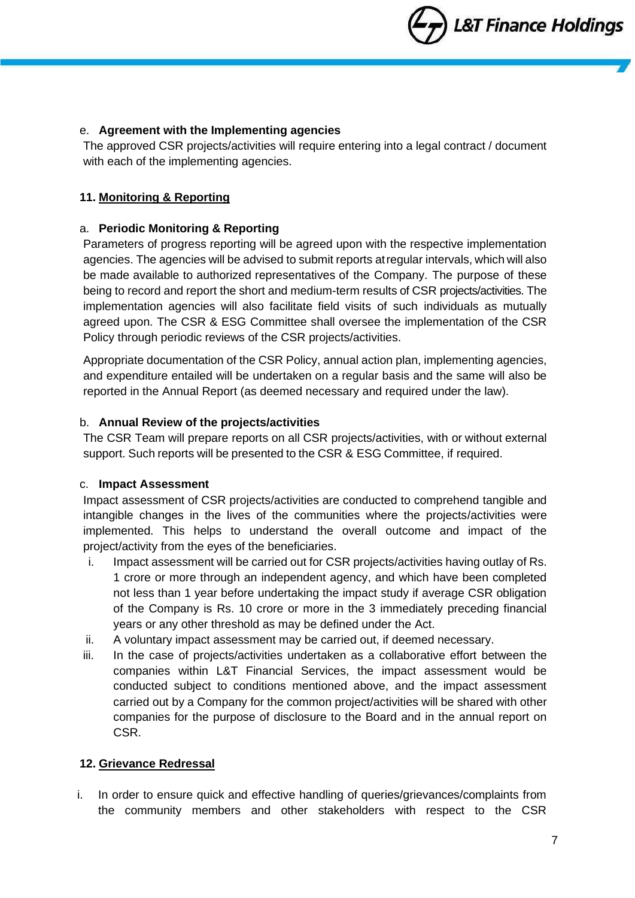e. **Agreement with the Implementing agencies**

The approved CSR projects/activities will require entering into a legal contract / document with each of the implementing agencies.

## 11. Monitoring & Reporting

a. **Periodic Monitoring & Reporting**

Parameters of progress reporting will be agreed upon with the respective implementation agencies. The agencies will be advised to submit reports at regular intervals, which will also be made available to authorized representatives of the Company. The purpose of these being to record and report the short and medium-term results of CSR projects/activities. The implementation agencies will also facilitate field visits of such individuals as mutually agreed upon. The CSR & ESG Committee shall oversee the implementation of the CSR Policy through periodic reviews of the CSR projects/activities.

Appropriate documentation of the CSR Policy, annual action plan, implementing agencies, and expenditure entailed will be undertaken on a regular basis and the same will also be reported in the Annual Report (as deemed necessary and required under the law).

b. **Annual Review of the projects/activities**

The CSR Team will prepare reports on all CSR projects/activities, with or without external support. Such reports will be presented to the CSR & ESG Committee, if required.

c. **Impact Assessment**

Impact assessment of CSR projects/activities are conducted to comprehend tangible and intangible changes in the lives of the communities where the projects/activities were implemented. This helps to understand the overall outcome and impact of the project/activity from the eyes of the beneficiaries.

i. Impact assessment will be carried out for CSR projects/activities having outlay of Rs. 1 crore or more through an independent agency, and which have been completed not less than 1 year before undertaking the impact study if average CSR obligation of the Company is Rs. 10 crore or more in the 3 immediately preceding financial years or any other threshold as may be defined under the Act.

ii. A voluntary impact assessment may be carried out, if deemed necessary.

iii. In the case of projects/activities undertaken as a collaborative effort between the companies within L&T Financial Services, the impact assessment would be conducted subject to conditions mentioned above, and the impact assessment carried out by a Company for the common project/activities will be shared with other companies for the purpose of disclosure to the Board and in the annual report on CSR.

## 12. Grievance Redressal

i. In order to ensure quick and effective handling of queries/grievances/complaints from the community members and other stakeholders with respect to the CSR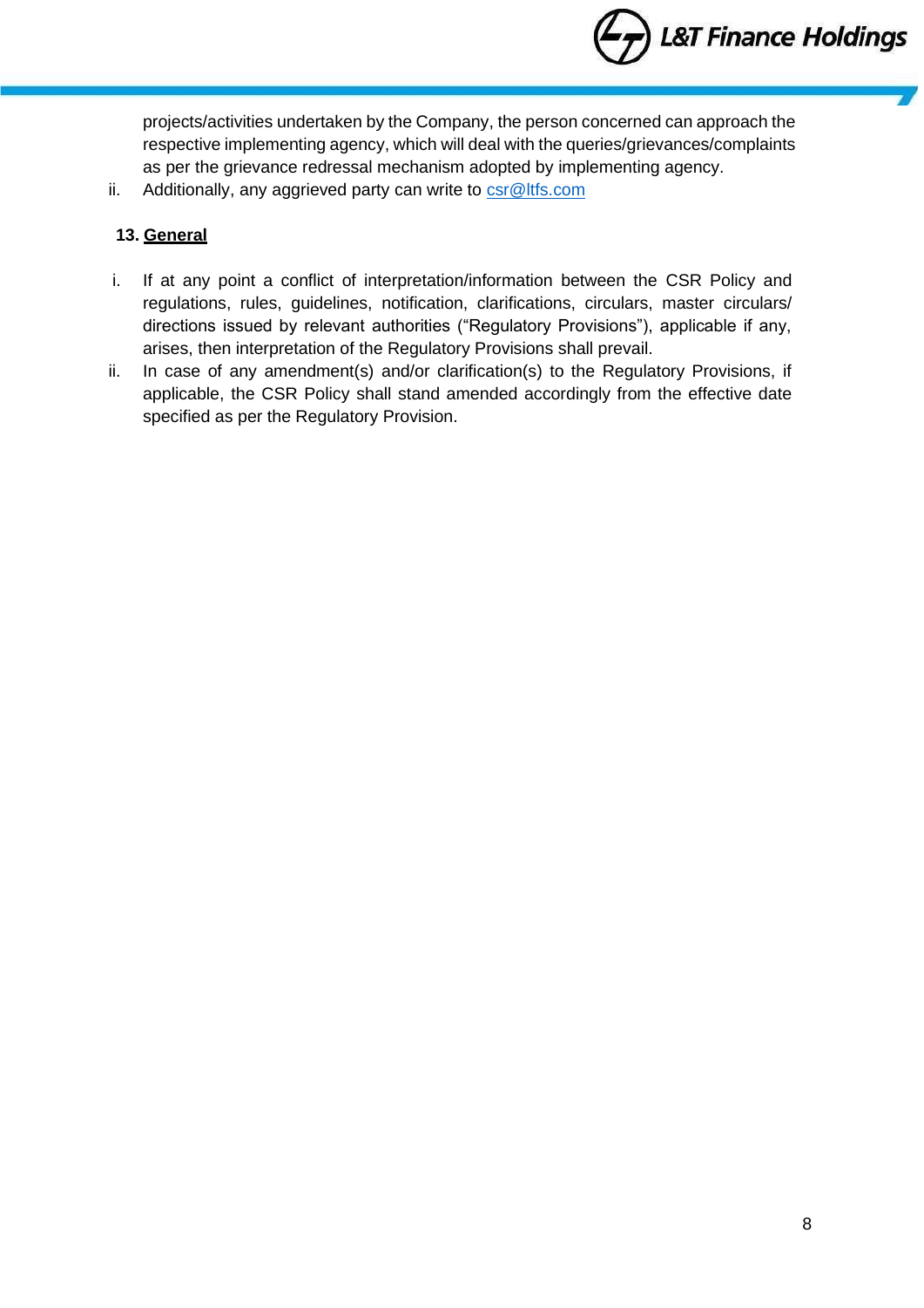projects/activities undertaken by the Company, the person concerned can approach the respective implementing agency, which will deal with the queries/grievances/complaints as per the grievance redressal mechanism adopted by implementing agency.

ii. Additionally, any aggrieved party can write to csr@ltfs.com

## 13. General

i. If at any point a conflict of interpretation/information between the CSR Policy and regulations, rules, guidelines, notification, clarifications, circulars, master circulars/ directions issued by relevant authorities ("Regulatory Provisions"), applicable if any, arises, then interpretation of the Regulatory Provisions shall prevail.

ii. In case of any amendment(s) and/or clarification(s) to the Regulatory Provisions, if applicable, the CSR Policy shall stand amended accordingly from the effective date specified as per the Regulatory Provision.